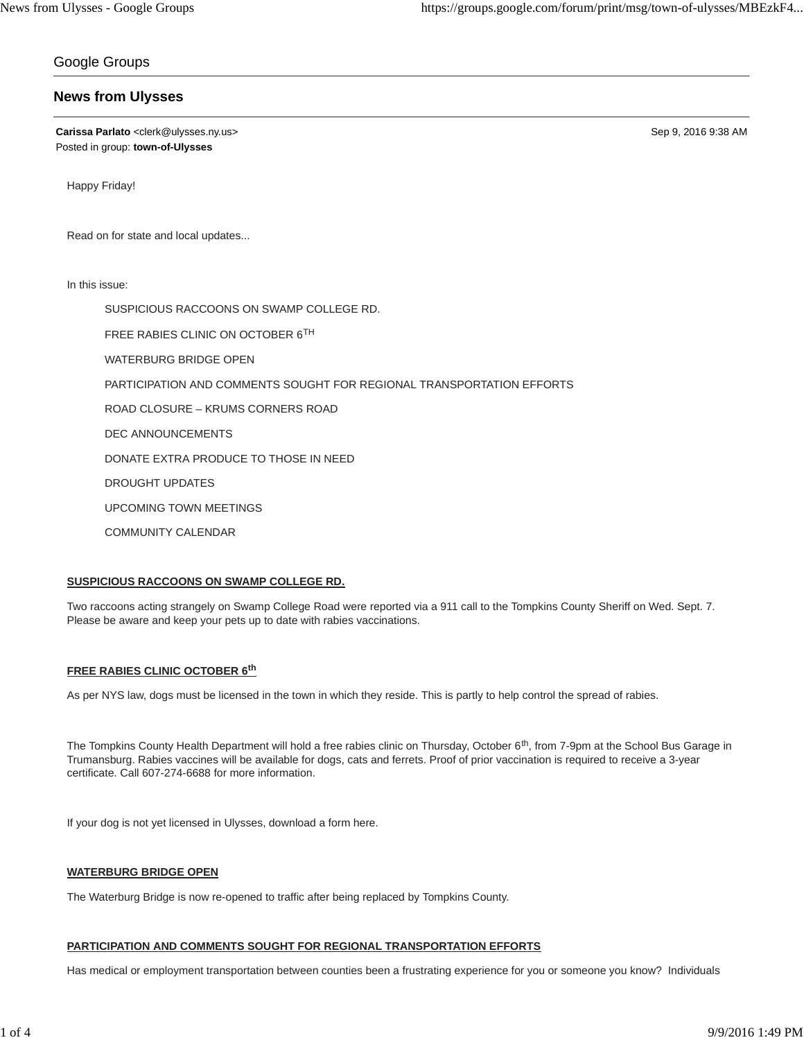Google Groups

# News from Ulysses

**Carissa Parlato** <clerk@ulysses.ny.us> Sep 9, 2016 9:38 AM
Posted in group: **town-of-Ulysses**

Happy Friday!

Read on for state and local updates...

In this issue:

- SUSPICIOUS RACCOONS ON SWAMP COLLEGE RD.
- FREE RABIES CLINIC ON OCTOBER 6TH
- WATERBURG BRIDGE OPEN
- PARTICIPATION AND COMMENTS SOUGHT FOR REGIONAL TRANSPORTATION EFFORTS
- ROAD CLOSURE – KRUMS CORNERS ROAD
- DEC ANNOUNCEMENTS
- DONATE EXTRA PRODUCE TO THOSE IN NEED
- DROUGHT UPDATES
- UPCOMING TOWN MEETINGS
- COMMUNITY CALENDAR

## SUSPICIOUS RACCOONS ON SWAMP COLLEGE RD.

Two raccoons acting strangely on Swamp College Road were reported via a 911 call to the Tompkins County Sheriff on Wed. Sept. 7. Please be aware and keep your pets up to date with rabies vaccinations.

## FREE RABIES CLINIC OCTOBER 6th

As per NYS law, dogs must be licensed in the town in which they reside. This is partly to help control the spread of rabies.

The Tompkins County Health Department will hold a free rabies clinic on Thursday, October 6th, from 7-9pm at the School Bus Garage in Trumansburg. Rabies vaccines will be available for dogs, cats and ferrets. Proof of prior vaccination is required to receive a 3-year certificate. Call 607-274-6688 for more information.

If your dog is not yet licensed in Ulysses, download a form here.

## WATERBURG BRIDGE OPEN

The Waterburg Bridge is now re-opened to traffic after being replaced by Tompkins County.

## PARTICIPATION AND COMMENTS SOUGHT FOR REGIONAL TRANSPORTATION EFFORTS

Has medical or employment transportation between counties been a frustrating experience for you or someone you know? Individuals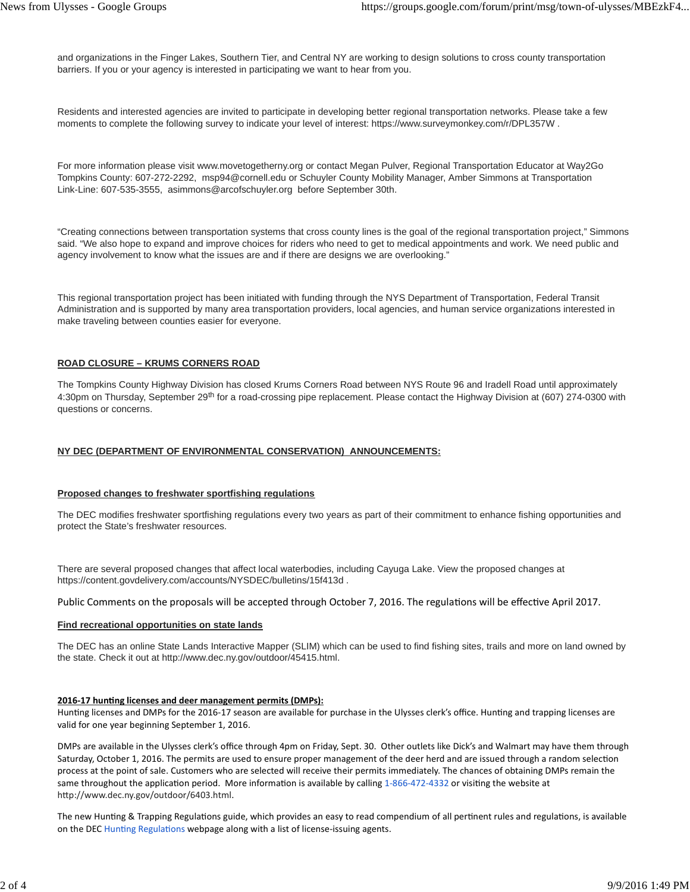and organizations in the Finger Lakes, Southern Tier, and Central NY are working to design solutions to cross county transportation barriers. If you or your agency is interested in participating we want to hear from you.

Residents and interested agencies are invited to participate in developing better regional transportation networks. Please take a few moments to complete the following survey to indicate your level of interest: https://www.surveymonkey.com/r/DPL357W .

For more information please visit www.movetogetherny.org or contact Megan Pulver, Regional Transportation Educator at Way2Go Tompkins County: 607-272-2292, msp94@cornell.edu or Schuyler County Mobility Manager, Amber Simmons at Transportation Link-Line: 607-535-3555, asimmons@arcofschuyler.org before September 30th.

“Creating connections between transportation systems that cross county lines is the goal of the regional transportation project,” Simmons said. “We also hope to expand and improve choices for riders who need to get to medical appointments and work. We need public and agency involvement to know what the issues are and if there are designs we are overlooking.”

This regional transportation project has been initiated with funding through the NYS Department of Transportation, Federal Transit Administration and is supported by many area transportation providers, local agencies, and human service organizations interested in make traveling between counties easier for everyone.

## ROAD CLOSURE – KRUMS CORNERS ROAD

The Tompkins County Highway Division has closed Krums Corners Road between NYS Route 96 and Iradell Road until approximately 4:30pm on Thursday, September 29th for a road-crossing pipe replacement. Please contact the Highway Division at (607) 274-0300 with questions or concerns.

## NY DEC (DEPARTMENT OF ENVIRONMENTAL CONSERVATION) ANNOUNCEMENTS:

### Proposed changes to freshwater sportfishing regulations

The DEC modifies freshwater sportfishing regulations every two years as part of their commitment to enhance fishing opportunities and protect the State's freshwater resources.

There are several proposed changes that affect local waterbodies, including Cayuga Lake. View the proposed changes at https://content.govdelivery.com/accounts/NYSDEC/bulletins/15f413d .

Public Comments on the proposals will be accepted through October 7, 2016. The regulations will be effective April 2017.

### Find recreational opportunities on state lands

The DEC has an online State Lands Interactive Mapper (SLIM) which can be used to find fishing sites, trails and more on land owned by the state. Check it out at http://www.dec.ny.gov/outdoor/45415.html.

### 2016-17 hunting licenses and deer management permits (DMPs):

Hunting licenses and DMPs for the 2016-17 season are available for purchase in the Ulysses clerk's office. Hunting and trapping licenses are valid for one year beginning September 1, 2016.

DMPs are available in the Ulysses clerk's office through 4pm on Friday, Sept. 30. Other outlets like Dick's and Walmart may have them through Saturday, October 1, 2016. The permits are used to ensure proper management of the deer herd and are issued through a random selection process at the point of sale. Customers who are selected will receive their permits immediately. The chances of obtaining DMPs remain the same throughout the application period. More information is available by calling 1-866-472-4332 or visiting the website at http://www.dec.ny.gov/outdoor/6403.html.

The new Hunting & Trapping Regulations guide, which provides an easy to read compendium of all pertinent rules and regulations, is available on the DEC Hunting Regulations webpage along with a list of license-issuing agents.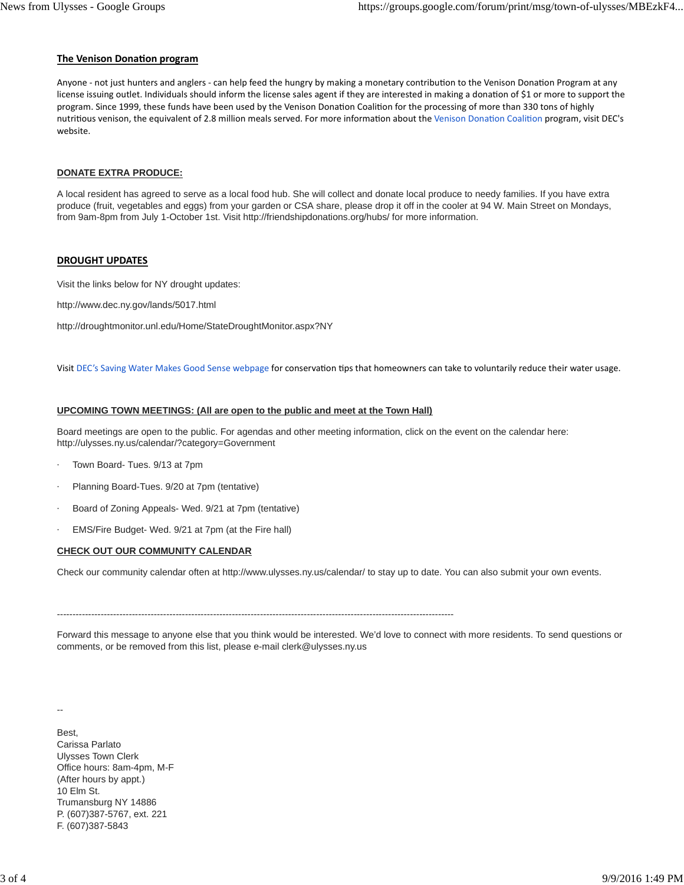## The Venison Donation program

Anyone - not just hunters and anglers - can help feed the hungry by making a monetary contribution to the Venison Donation Program at any license issuing outlet. Individuals should inform the license sales agent if they are interested in making a donation of $1 or more to support the program. Since 1999, these funds have been used by the Venison Donation Coalition for the processing of more than 330 tons of highly nutritious venison, the equivalent of 2.8 million meals served. For more information about the Venison Donation Coalition program, visit DEC's website.

## DONATE EXTRA PRODUCE:

A local resident has agreed to serve as a local food hub. She will collect and donate local produce to needy families. If you have extra produce (fruit, vegetables and eggs) from your garden or CSA share, please drop it off in the cooler at 94 W. Main Street on Mondays, from 9am-8pm from July 1-October 1st. Visit http://friendshipdonations.org/hubs/ for more information.

## DROUGHT UPDATES

Visit the links below for NY drought updates:

http://www.dec.ny.gov/lands/5017.html

http://droughtmonitor.unl.edu/Home/StateDroughtMonitor.aspx?NY

Visit DEC's Saving Water Makes Good Sense webpage for conservation tips that homeowners can take to voluntarily reduce their water usage.

## UPCOMING TOWN MEETINGS: (All are open to the public and meet at the Town Hall)

Board meetings are open to the public. For agendas and other meeting information, click on the event on the calendar here: http://ulysses.ny.us/calendar/?category=Government

- Town Board- Tues. 9/13 at 7pm
- Planning Board-Tues. 9/20 at 7pm (tentative)
- Board of Zoning Appeals- Wed. 9/21 at 7pm (tentative)
- EMS/Fire Budget- Wed. 9/21 at 7pm (at the Fire hall)

## CHECK OUT OUR COMMUNITY CALENDAR

Check our community calendar often at http://www.ulysses.ny.us/calendar/ to stay up to date. You can also submit your own events.

---

Forward this message to anyone else that you think would be interested. We'd love to connect with more residents. To send questions or comments, or be removed from this list, please e-mail clerk@ulysses.ny.us

--

Best,
Carissa Parlato
Ulysses Town Clerk
Office hours: 8am-4pm, M-F
(After hours by appt.)
10 Elm St.
Trumansburg NY 14886
P. (607)387-5767, ext. 221
F. (607)387-5843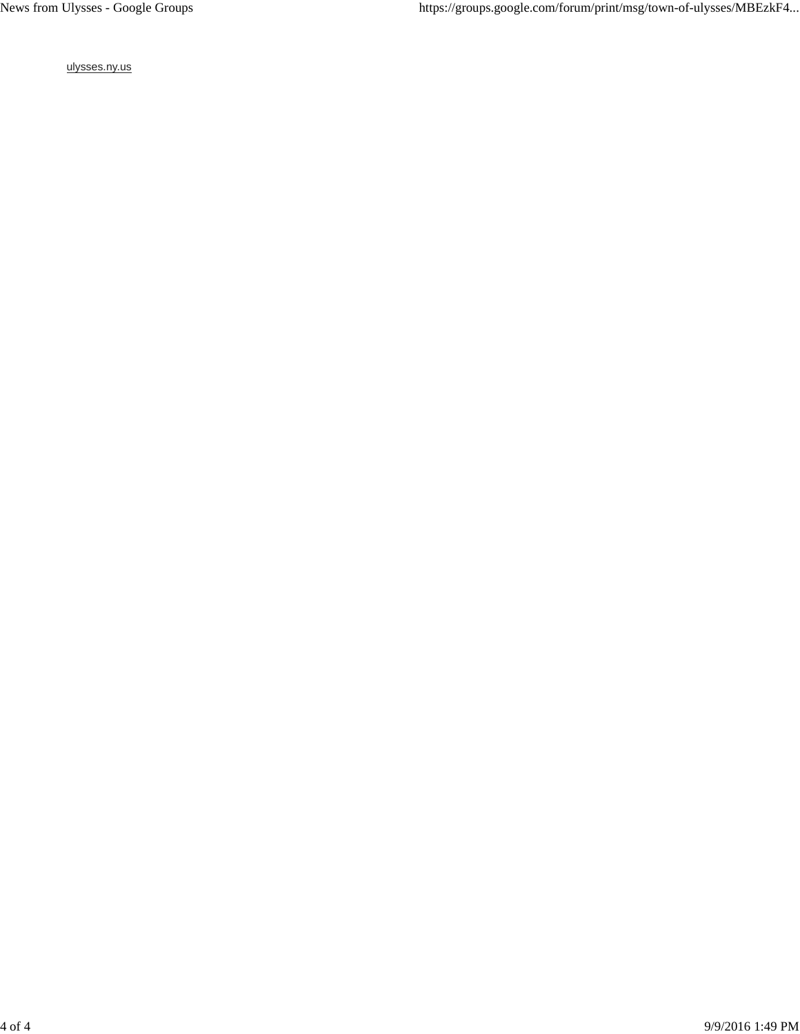ulysses.ny.us